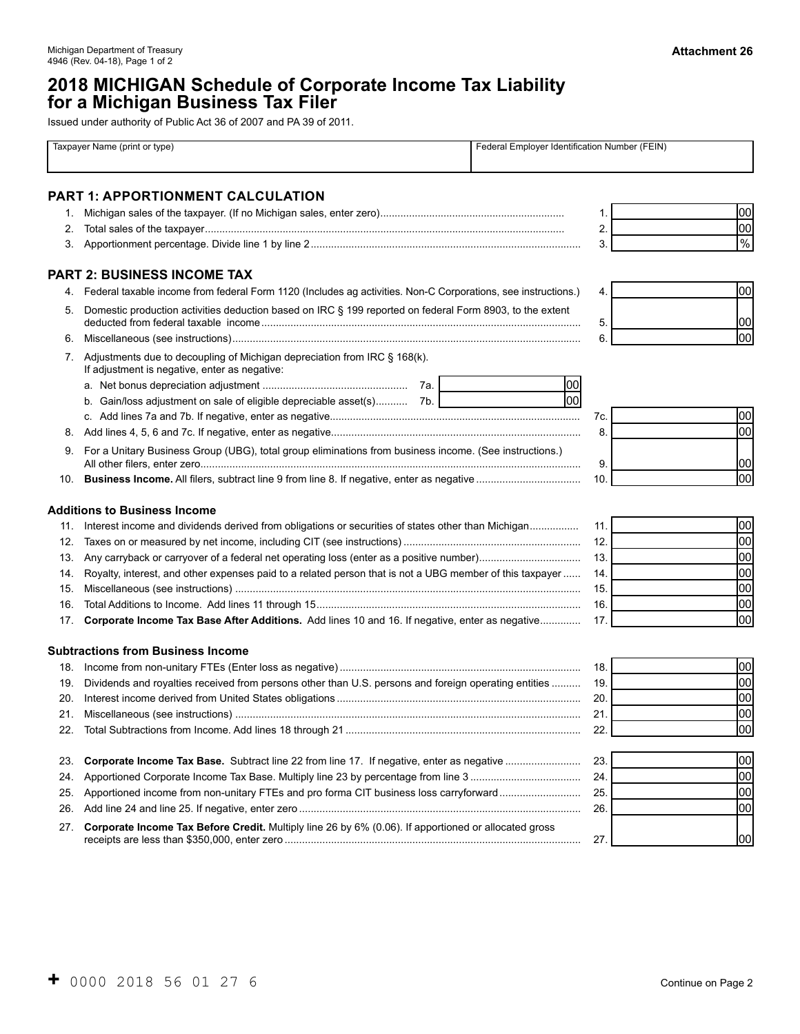Michigan Department of Treasury
4946 (Rev. 04-18), Page 1 of 2

**Attachment 26**

# 2018 MICHIGAN Schedule of Corporate Income Tax Liability for a Michigan Business Tax Filer

Issued under authority of Public Act 36 of 2007 and PA 39 of 2011.

| Taxpayer Name (print or type) | Federal Employer Identification Number (FEIN) |
|---|---|
| | |

## PART 1: APPORTIONMENT CALCULATION

| | | | |
|---|---|---|---|
| 1. | Michigan sales of the taxpayer. (If no Michigan sales, enter zero) | 1. | 00 |
| 2. | Total sales of the taxpayer | 2. | 00 |
| 3. | Apportionment percentage. Divide line 1 by line 2 | 3. | % |

## PART 2: BUSINESS INCOME TAX

| | | | |
|---|---|---|---|
| 4. | Federal taxable income from federal Form 1120 (Includes ag activities. Non-C Corporations, see instructions.) | 4. | 00 |
| 5. | Domestic production activities deduction based on IRC § 199 reported on federal Form 8903, to the extent deducted from federal taxable income | 5. | 00 |
| 6. | Miscellaneous (see instructions) | 6. | 00 |
| 7. | Adjustments due to decoupling of Michigan depreciation from IRC § 168(k). If adjustment is negative, enter as negative: | | |
| | a. Net bonus depreciation adjustment ... 7a. 00 | | |
| | b. Gain/loss adjustment on sale of eligible depreciable asset(s) ... 7b. 00 | | |
| | c. Add lines 7a and 7b. If negative, enter as negative | 7c. | 00 |
| 8. | Add lines 4, 5, 6 and 7c. If negative, enter as negative | 8. | 00 |
| 9. | For a Unitary Business Group (UBG), total group eliminations from business income. (See instructions.) All other filers, enter zero | 9. | 00 |
| 10. | **Business Income.** All filers, subtract line 9 from line 8. If negative, enter as negative | 10. | 00 |

### Additions to Business Income

| | | | |
|---|---|---|---|
| 11. | Interest income and dividends derived from obligations or securities of states other than Michigan | 11. | 00 |
| 12. | Taxes on or measured by net income, including CIT (see instructions) | 12. | 00 |
| 13. | Any carryback or carryover of a federal net operating loss (enter as a positive number) | 13. | 00 |
| 14. | Royalty, interest, and other expenses paid to a related person that is not a UBG member of this taxpayer | 14. | 00 |
| 15. | Miscellaneous (see instructions) | 15. | 00 |
| 16. | Total Additions to Income. Add lines 11 through 15 | 16. | 00 |
| 17. | **Corporate Income Tax Base After Additions.** Add lines 10 and 16. If negative, enter as negative | 17. | 00 |

### Subtractions from Business Income

| | | | |
|---|---|---|---|
| 18. | Income from non-unitary FTEs (Enter loss as negative) | 18. | 00 |
| 19. | Dividends and royalties received from persons other than U.S. persons and foreign operating entities | 19. | 00 |
| 20. | Interest income derived from United States obligations | 20. | 00 |
| 21. | Miscellaneous (see instructions) | 21. | 00 |
| 22. | Total Subtractions from Income. Add lines 18 through 21 | 22. | 00 |

| | | | |
|---|---|---|---|
| 23. | **Corporate Income Tax Base.** Subtract line 22 from line 17. If negative, enter as negative | 23. | 00 |
| 24. | Apportioned Corporate Income Tax Base. Multiply line 23 by percentage from line 3 | 24. | 00 |
| 25. | Apportioned income from non-unitary FTEs and pro forma CIT business loss carryforward | 25. | 00 |
| 26. | Add line 24 and line 25. If negative, enter zero | 26. | 00 |
| 27. | **Corporate Income Tax Before Credit.** Multiply line 26 by 6% (0.06). If apportioned or allocated gross receipts are less than $350,000, enter zero | 27. | 00 |

+ 0000 2018 56 01 27 6

Continue on Page 2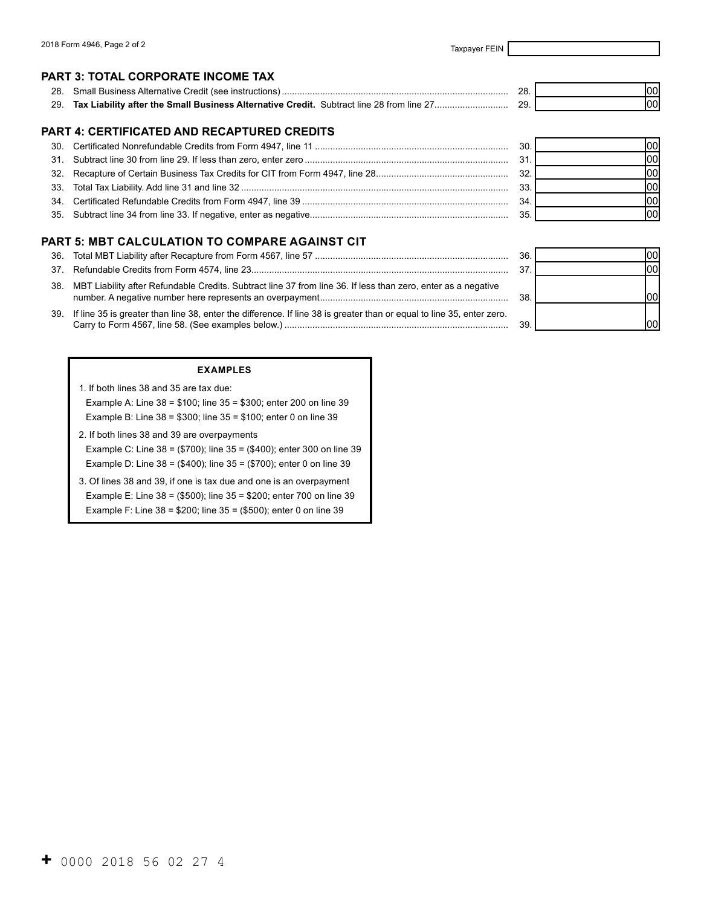Taxpayer FEIN

## PART 3: TOTAL CORPORATE INCOME TAX

| Line | Description | | Amount |
|---|---|---|---|
| 28. | Small Business Alternative Credit (see instructions) | 28. | 00 |
| 29. | **Tax Liability after the Small Business Alternative Credit.** Subtract line 28 from line 27 | 29. | 00 |

## PART 4: CERTIFICATED AND RECAPTURED CREDITS

| Line | Description | | Amount |
|---|---|---|---|
| 30. | Certificated Nonrefundable Credits from Form 4947, line 11 | 30. | 00 |
| 31. | Subtract line 30 from line 29. If less than zero, enter zero | 31. | 00 |
| 32. | Recapture of Certain Business Tax Credits for CIT from Form 4947, line 28 | 32. | 00 |
| 33. | Total Tax Liability. Add line 31 and line 32 | 33. | 00 |
| 34. | Certificated Refundable Credits from Form 4947, line 39 | 34. | 00 |
| 35. | Subtract line 34 from line 33. If negative, enter as negative | 35. | 00 |

## PART 5: MBT CALCULATION TO COMPARE AGAINST CIT

| Line | Description | | Amount |
|---|---|---|---|
| 36. | Total MBT Liability after Recapture from Form 4567, line 57 | 36. | 00 |
| 37. | Refundable Credits from Form 4574, line 23 | 37. | 00 |
| 38. | MBT Liability after Refundable Credits. Subtract line 37 from line 36. If less than zero, enter as a negative number. A negative number here represents an overpayment | 38. | 00 |
| 39. | If line 35 is greater than line 38, enter the difference. If line 38 is greater than or equal to line 35, enter zero. Carry to Form 4567, line 58. (See examples below.) | 39. | 00 |

**EXAMPLES**

1. If both lines 38 and 35 are tax due:
   - Example A: Line 38 = $100; line 35 = $300; enter 200 on line 39
   - Example B: Line 38 = $300; line 35 = $100; enter 0 on line 39
2. If both lines 38 and 39 are overpayments
   - Example C: Line 38 = ($700); line 35 = ($400); enter 300 on line 39
   - Example D: Line 38 = ($400); line 35 = ($700); enter 0 on line 39
3. Of lines 38 and 39, if one is tax due and one is an overpayment
   - Example E: Line 38 = ($500); line 35 = $200; enter 700 on line 39
   - Example F: Line 38 = $200; line 35 = ($500); enter 0 on line 39

+ 0000 2018 56 02 27 4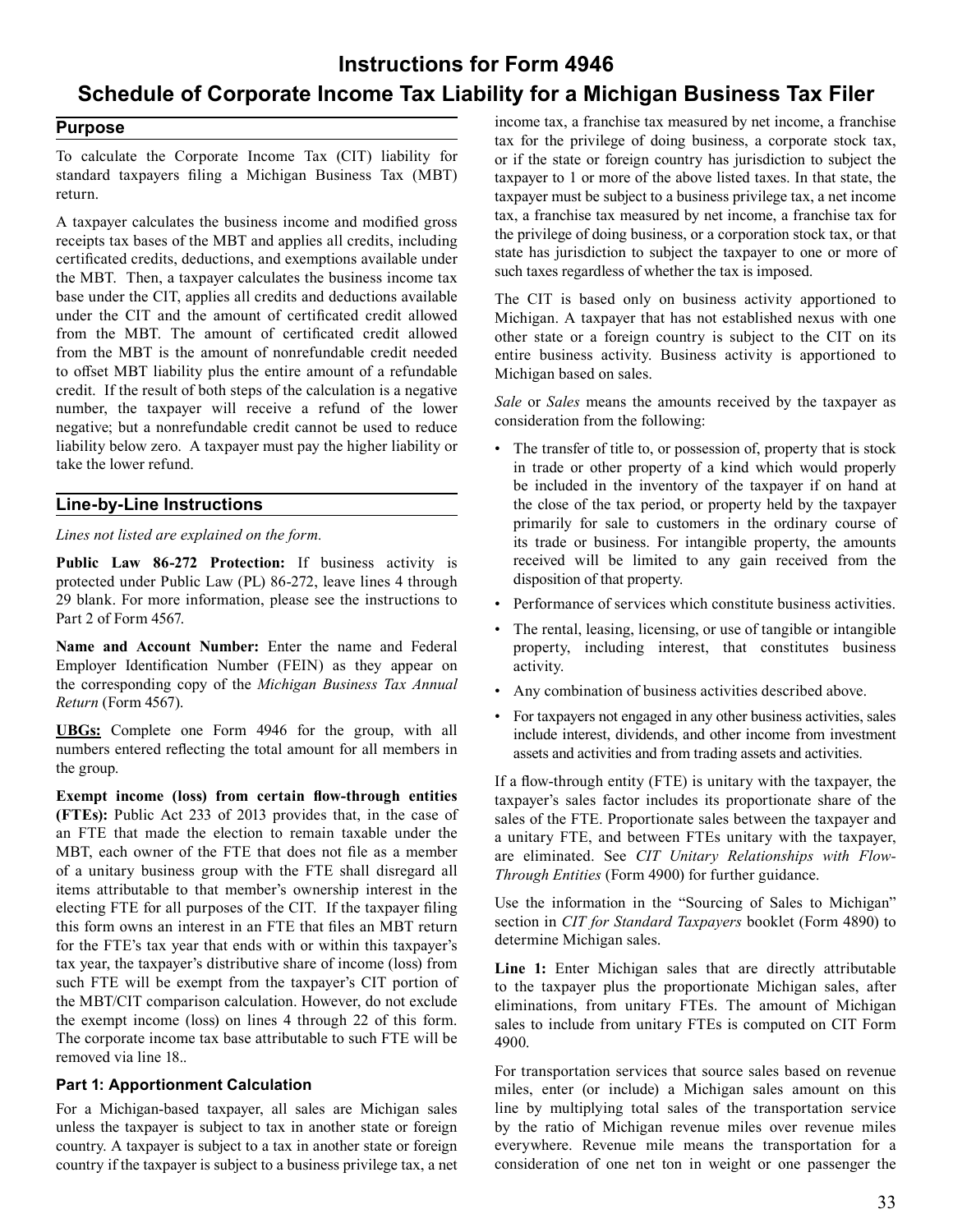# Instructions for Form 4946

# Schedule of Corporate Income Tax Liability for a Michigan Business Tax Filer

## Purpose

To calculate the Corporate Income Tax (CIT) liability for standard taxpayers filing a Michigan Business Tax (MBT) return.

A taxpayer calculates the business income and modified gross receipts tax bases of the MBT and applies all credits, including certificated credits, deductions, and exemptions available under the MBT. Then, a taxpayer calculates the business income tax base under the CIT, applies all credits and deductions available under the CIT and the amount of certificated credit allowed from the MBT. The amount of certificated credit allowed from the MBT is the amount of nonrefundable credit needed to offset MBT liability plus the entire amount of a refundable credit. If the result of both steps of the calculation is a negative number, the taxpayer will receive a refund of the lower negative; but a nonrefundable credit cannot be used to reduce liability below zero. A taxpayer must pay the higher liability or take the lower refund.

## Line-by-Line Instructions

*Lines not listed are explained on the form.*

**Public Law 86-272 Protection:** If business activity is protected under Public Law (PL) 86-272, leave lines 4 through 29 blank. For more information, please see the instructions to Part 2 of Form 4567.

**Name and Account Number:** Enter the name and Federal Employer Identification Number (FEIN) as they appear on the corresponding copy of the *Michigan Business Tax Annual Return* (Form 4567).

**UBGs:** Complete one Form 4946 for the group, with all numbers entered reflecting the total amount for all members in the group.

**Exempt income (loss) from certain flow-through entities (FTEs):** Public Act 233 of 2013 provides that, in the case of an FTE that made the election to remain taxable under the MBT, each owner of the FTE that does not file as a member of a unitary business group with the FTE shall disregard all items attributable to that member's ownership interest in the electing FTE for all purposes of the CIT. If the taxpayer filing this form owns an interest in an FTE that files an MBT return for the FTE's tax year that ends with or within this taxpayer's tax year, the taxpayer's distributive share of income (loss) from such FTE will be exempt from the taxpayer's CIT portion of the MBT/CIT comparison calculation. However, do not exclude the exempt income (loss) on lines 4 through 22 of this form. The corporate income tax base attributable to such FTE will be removed via line 18..

### Part 1: Apportionment Calculation

For a Michigan-based taxpayer, all sales are Michigan sales unless the taxpayer is subject to tax in another state or foreign country. A taxpayer is subject to a tax in another state or foreign country if the taxpayer is subject to a business privilege tax, a net income tax, a franchise tax measured by net income, a franchise tax for the privilege of doing business, a corporate stock tax, or if the state or foreign country has jurisdiction to subject the taxpayer to 1 or more of the above listed taxes. In that state, the taxpayer must be subject to a business privilege tax, a net income tax, a franchise tax measured by net income, a franchise tax for the privilege of doing business, or a corporation stock tax, or that state has jurisdiction to subject the taxpayer to one or more of such taxes regardless of whether the tax is imposed.

The CIT is based only on business activity apportioned to Michigan. A taxpayer that has not established nexus with one other state or a foreign country is subject to the CIT on its entire business activity. Business activity is apportioned to Michigan based on sales.

*Sale* or *Sales* means the amounts received by the taxpayer as consideration from the following:

- The transfer of title to, or possession of, property that is stock in trade or other property of a kind which would properly be included in the inventory of the taxpayer if on hand at the close of the tax period, or property held by the taxpayer primarily for sale to customers in the ordinary course of its trade or business. For intangible property, the amounts received will be limited to any gain received from the disposition of that property.
- Performance of services which constitute business activities.
- The rental, leasing, licensing, or use of tangible or intangible property, including interest, that constitutes business activity.
- Any combination of business activities described above.
- For taxpayers not engaged in any other business activities, sales include interest, dividends, and other income from investment assets and activities and from trading assets and activities.

If a flow-through entity (FTE) is unitary with the taxpayer, the taxpayer's sales factor includes its proportionate share of the sales of the FTE. Proportionate sales between the taxpayer and a unitary FTE, and between FTEs unitary with the taxpayer, are eliminated. See *CIT Unitary Relationships with Flow-Through Entities* (Form 4900) for further guidance.

Use the information in the "Sourcing of Sales to Michigan" section in *CIT for Standard Taxpayers* booklet (Form 4890) to determine Michigan sales.

**Line 1:** Enter Michigan sales that are directly attributable to the taxpayer plus the proportionate Michigan sales, after eliminations, from unitary FTEs. The amount of Michigan sales to include from unitary FTEs is computed on CIT Form 4900.

For transportation services that source sales based on revenue miles, enter (or include) a Michigan sales amount on this line by multiplying total sales of the transportation service by the ratio of Michigan revenue miles over revenue miles everywhere. Revenue mile means the transportation for a consideration of one net ton in weight or one passenger the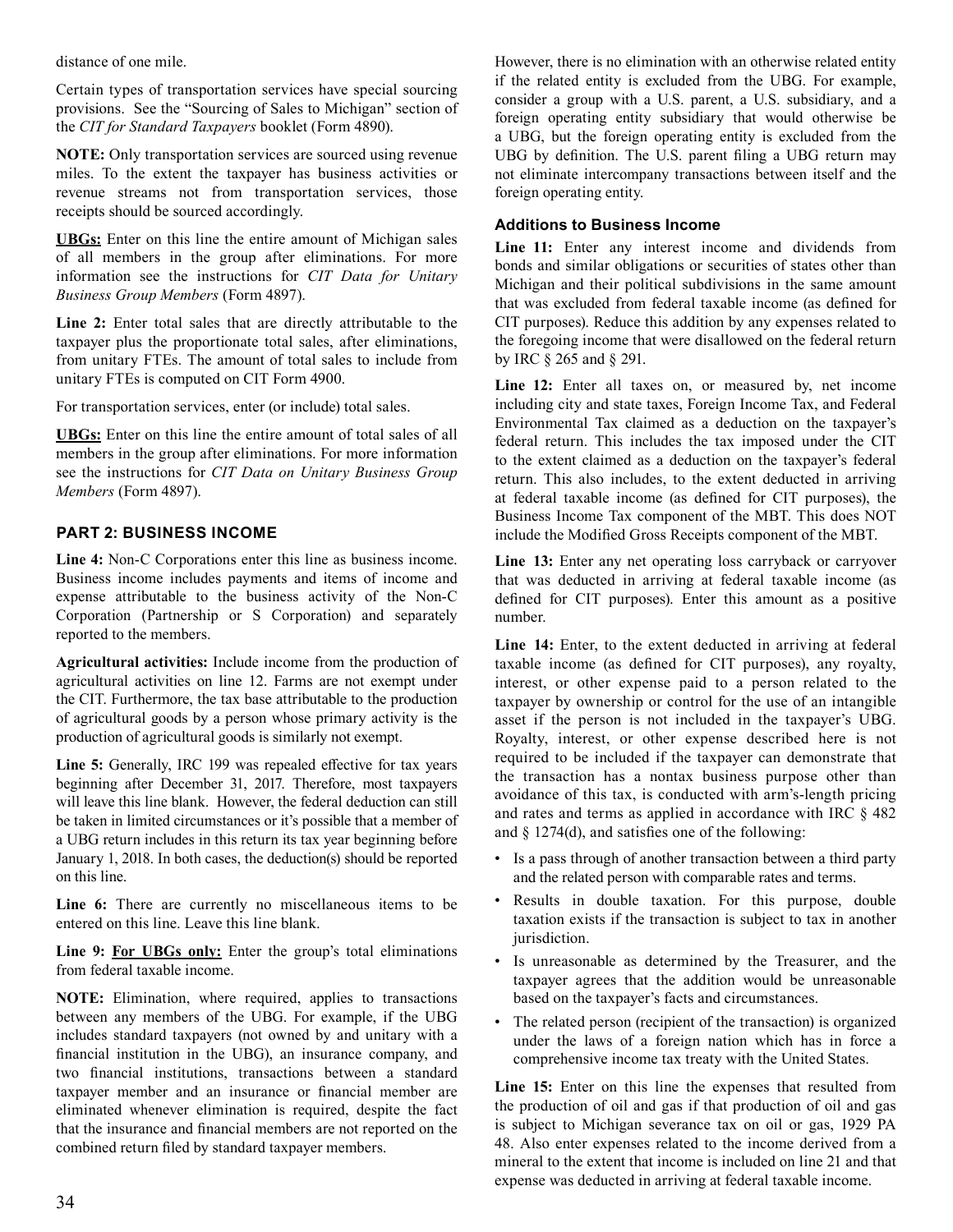distance of one mile.

Certain types of transportation services have special sourcing provisions. See the "Sourcing of Sales to Michigan" section of the *CIT for Standard Taxpayers* booklet (Form 4890).

**NOTE:** Only transportation services are sourced using revenue miles. To the extent the taxpayer has business activities or revenue streams not from transportation services, those receipts should be sourced accordingly.

**UBGs:** Enter on this line the entire amount of Michigan sales of all members in the group after eliminations. For more information see the instructions for *CIT Data for Unitary Business Group Members* (Form 4897).

**Line 2:** Enter total sales that are directly attributable to the taxpayer plus the proportionate total sales, after eliminations, from unitary FTEs. The amount of total sales to include from unitary FTEs is computed on CIT Form 4900.

For transportation services, enter (or include) total sales.

**UBGs:** Enter on this line the entire amount of total sales of all members in the group after eliminations. For more information see the instructions for *CIT Data on Unitary Business Group Members* (Form 4897).

## PART 2: BUSINESS INCOME

**Line 4:** Non-C Corporations enter this line as business income. Business income includes payments and items of income and expense attributable to the business activity of the Non-C Corporation (Partnership or S Corporation) and separately reported to the members.

**Agricultural activities:** Include income from the production of agricultural activities on line 12. Farms are not exempt under the CIT. Furthermore, the tax base attributable to the production of agricultural goods by a person whose primary activity is the production of agricultural goods is similarly not exempt.

**Line 5:** Generally, IRC 199 was repealed effective for tax years beginning after December 31, 2017. Therefore, most taxpayers will leave this line blank. However, the federal deduction can still be taken in limited circumstances or it's possible that a member of a UBG return includes in this return its tax year beginning before January 1, 2018. In both cases, the deduction(s) should be reported on this line.

**Line 6:** There are currently no miscellaneous items to be entered on this line. Leave this line blank.

**Line 9:** **For UBGs only:** Enter the group's total eliminations from federal taxable income.

**NOTE:** Elimination, where required, applies to transactions between any members of the UBG. For example, if the UBG includes standard taxpayers (not owned by and unitary with a financial institution in the UBG), an insurance company, and two financial institutions, transactions between a standard taxpayer member and an insurance or financial member are eliminated whenever elimination is required, despite the fact that the insurance and financial members are not reported on the combined return filed by standard taxpayer members.

However, there is no elimination with an otherwise related entity if the related entity is excluded from the UBG. For example, consider a group with a U.S. parent, a U.S. subsidiary, and a foreign operating entity subsidiary that would otherwise be a UBG, but the foreign operating entity is excluded from the UBG by definition. The U.S. parent filing a UBG return may not eliminate intercompany transactions between itself and the foreign operating entity.

### Additions to Business Income

**Line 11:** Enter any interest income and dividends from bonds and similar obligations or securities of states other than Michigan and their political subdivisions in the same amount that was excluded from federal taxable income (as defined for CIT purposes). Reduce this addition by any expenses related to the foregoing income that were disallowed on the federal return by IRC § 265 and § 291.

**Line 12:** Enter all taxes on, or measured by, net income including city and state taxes, Foreign Income Tax, and Federal Environmental Tax claimed as a deduction on the taxpayer's federal return. This includes the tax imposed under the CIT to the extent claimed as a deduction on the taxpayer's federal return. This also includes, to the extent deducted in arriving at federal taxable income (as defined for CIT purposes), the Business Income Tax component of the MBT. This does NOT include the Modified Gross Receipts component of the MBT.

**Line 13:** Enter any net operating loss carryback or carryover that was deducted in arriving at federal taxable income (as defined for CIT purposes). Enter this amount as a positive number.

**Line 14:** Enter, to the extent deducted in arriving at federal taxable income (as defined for CIT purposes), any royalty, interest, or other expense paid to a person related to the taxpayer by ownership or control for the use of an intangible asset if the person is not included in the taxpayer's UBG. Royalty, interest, or other expense described here is not required to be included if the taxpayer can demonstrate that the transaction has a nontax business purpose other than avoidance of this tax, is conducted with arm's-length pricing and rates and terms as applied in accordance with IRC § 482 and § 1274(d), and satisfies one of the following:

- Is a pass through of another transaction between a third party and the related person with comparable rates and terms.
- Results in double taxation. For this purpose, double taxation exists if the transaction is subject to tax in another jurisdiction.
- Is unreasonable as determined by the Treasurer, and the taxpayer agrees that the addition would be unreasonable based on the taxpayer's facts and circumstances.
- The related person (recipient of the transaction) is organized under the laws of a foreign nation which has in force a comprehensive income tax treaty with the United States.

**Line 15:** Enter on this line the expenses that resulted from the production of oil and gas if that production of oil and gas is subject to Michigan severance tax on oil or gas, 1929 PA 48. Also enter expenses related to the income derived from a mineral to the extent that income is included on line 21 and that expense was deducted in arriving at federal taxable income.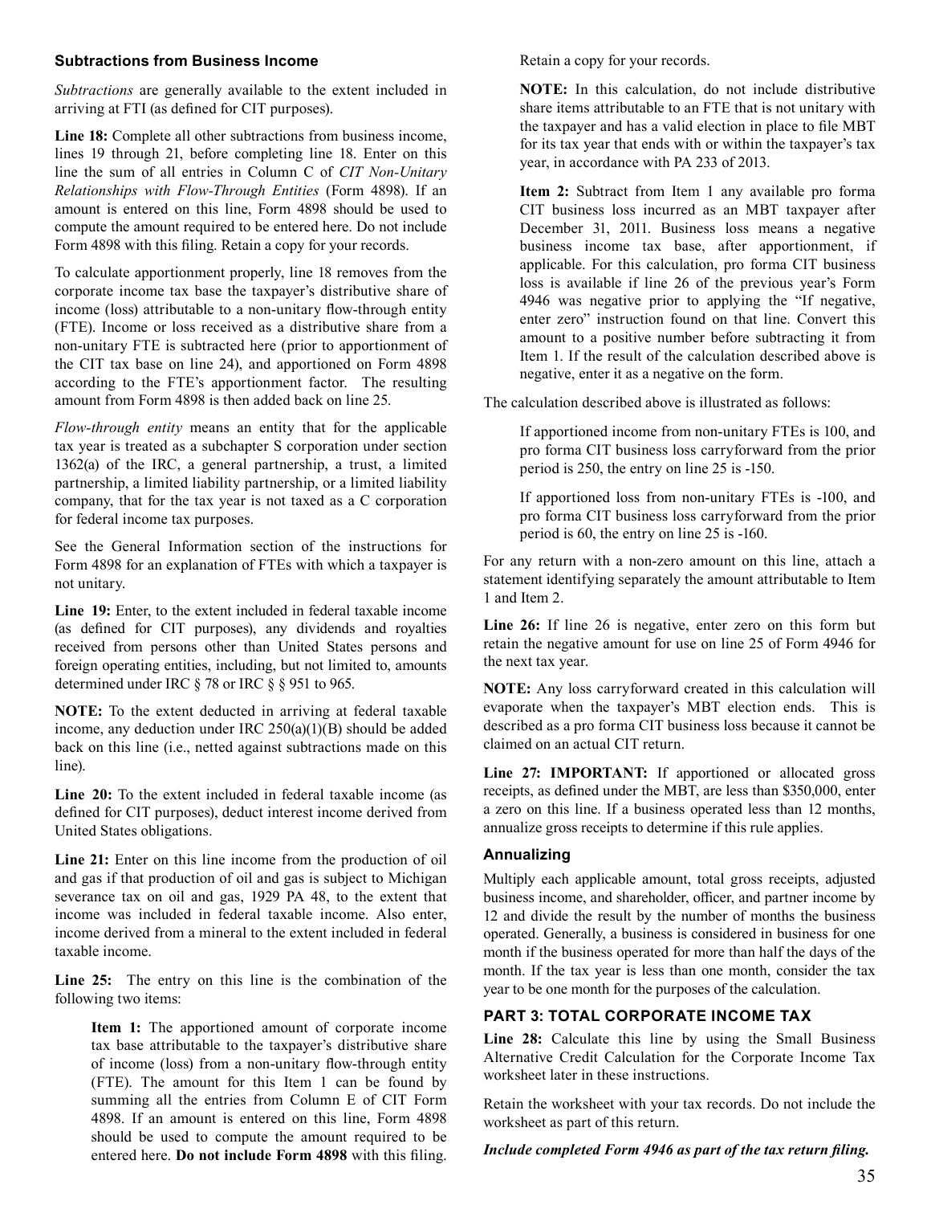### Subtractions from Business Income

*Subtractions* are generally available to the extent included in arriving at FTI (as defined for CIT purposes).

**Line 18:** Complete all other subtractions from business income, lines 19 through 21, before completing line 18. Enter on this line the sum of all entries in Column C of *CIT Non-Unitary Relationships with Flow-Through Entities* (Form 4898). If an amount is entered on this line, Form 4898 should be used to compute the amount required to be entered here. Do not include Form 4898 with this filing. Retain a copy for your records.

To calculate apportionment properly, line 18 removes from the corporate income tax base the taxpayer's distributive share of income (loss) attributable to a non-unitary flow-through entity (FTE). Income or loss received as a distributive share from a non-unitary FTE is subtracted here (prior to apportionment of the CIT tax base on line 24), and apportioned on Form 4898 according to the FTE's apportionment factor. The resulting amount from Form 4898 is then added back on line 25.

*Flow-through entity* means an entity that for the applicable tax year is treated as a subchapter S corporation under section 1362(a) of the IRC, a general partnership, a trust, a limited partnership, a limited liability partnership, or a limited liability company, that for the tax year is not taxed as a C corporation for federal income tax purposes.

See the General Information section of the instructions for Form 4898 for an explanation of FTEs with which a taxpayer is not unitary.

**Line 19:** Enter, to the extent included in federal taxable income (as defined for CIT purposes), any dividends and royalties received from persons other than United States persons and foreign operating entities, including, but not limited to, amounts determined under IRC § 78 or IRC § § 951 to 965.

**NOTE:** To the extent deducted in arriving at federal taxable income, any deduction under IRC 250(a)(1)(B) should be added back on this line (i.e., netted against subtractions made on this line).

**Line 20:** To the extent included in federal taxable income (as defined for CIT purposes), deduct interest income derived from United States obligations.

**Line 21:** Enter on this line income from the production of oil and gas if that production of oil and gas is subject to Michigan severance tax on oil and gas, 1929 PA 48, to the extent that income was included in federal taxable income. Also enter, income derived from a mineral to the extent included in federal taxable income.

**Line 25:** The entry on this line is the combination of the following two items:

> **Item 1:** The apportioned amount of corporate income tax base attributable to the taxpayer's distributive share of income (loss) from a non-unitary flow-through entity (FTE). The amount for this Item 1 can be found by summing all the entries from Column E of CIT Form 4898. If an amount is entered on this line, Form 4898 should be used to compute the amount required to be entered here. **Do not include Form 4898** with this filing. Retain a copy for your records.
>
> **NOTE:** In this calculation, do not include distributive share items attributable to an FTE that is not unitary with the taxpayer and has a valid election in place to file MBT for its tax year that ends with or within the taxpayer's tax year, in accordance with PA 233 of 2013.
>
> **Item 2:** Subtract from Item 1 any available pro forma CIT business loss incurred as an MBT taxpayer after December 31, 2011. Business loss means a negative business income tax base, after apportionment, if applicable. For this calculation, pro forma CIT business loss is available if line 26 of the previous year's Form 4946 was negative prior to applying the "If negative, enter zero" instruction found on that line. Convert this amount to a positive number before subtracting it from Item 1. If the result of the calculation described above is negative, enter it as a negative on the form.

The calculation described above is illustrated as follows:

> If apportioned income from non-unitary FTEs is 100, and pro forma CIT business loss carryforward from the prior period is 250, the entry on line 25 is -150.
>
> If apportioned loss from non-unitary FTEs is -100, and pro forma CIT business loss carryforward from the prior period is 60, the entry on line 25 is -160.

For any return with a non-zero amount on this line, attach a statement identifying separately the amount attributable to Item 1 and Item 2.

**Line 26:** If line 26 is negative, enter zero on this form but retain the negative amount for use on line 25 of Form 4946 for the next tax year.

**NOTE:** Any loss carryforward created in this calculation will evaporate when the taxpayer's MBT election ends. This is described as a pro forma CIT business loss because it cannot be claimed on an actual CIT return.

**Line 27: IMPORTANT:** If apportioned or allocated gross receipts, as defined under the MBT, are less than $350,000, enter a zero on this line. If a business operated less than 12 months, annualize gross receipts to determine if this rule applies.

### Annualizing

Multiply each applicable amount, total gross receipts, adjusted business income, and shareholder, officer, and partner income by 12 and divide the result by the number of months the business operated. Generally, a business is considered in business for one month if the business operated for more than half the days of the month. If the tax year is less than one month, consider the tax year to be one month for the purposes of the calculation.

## PART 3: TOTAL CORPORATE INCOME TAX

**Line 28:** Calculate this line by using the Small Business Alternative Credit Calculation for the Corporate Income Tax worksheet later in these instructions.

Retain the worksheet with your tax records. Do not include the worksheet as part of this return.

***Include completed Form 4946 as part of the tax return filing.***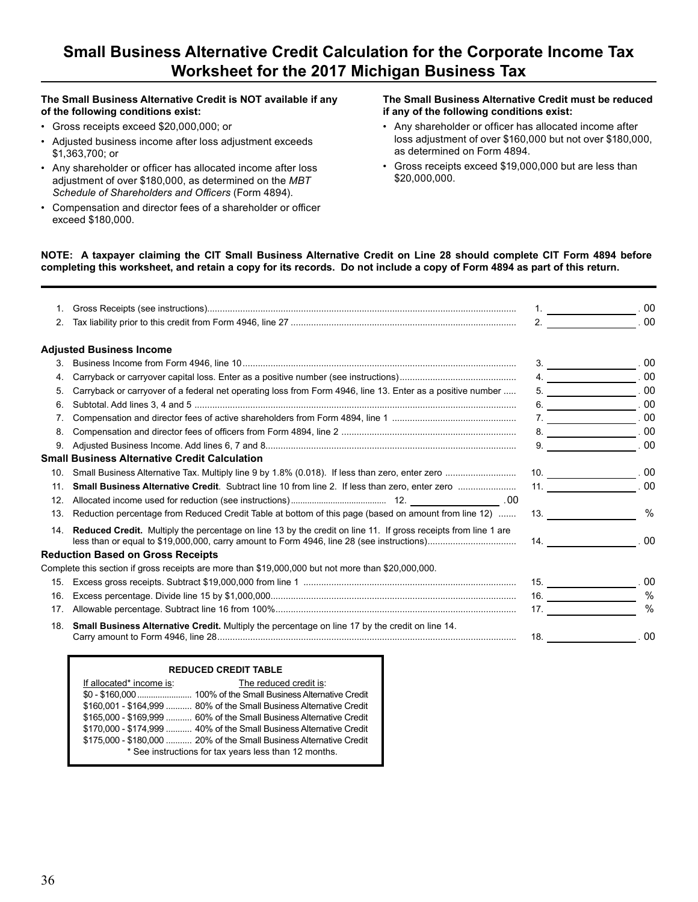# Small Business Alternative Credit Calculation for the Corporate Income Tax Worksheet for the 2017 Michigan Business Tax

**The Small Business Alternative Credit is NOT available if any of the following conditions exist:**

- Gross receipts exceed $20,000,000; or
- Adjusted business income after loss adjustment exceeds $1,363,700; or
- Any shareholder or officer has allocated income after loss adjustment of over $180,000, as determined on the *MBT Schedule of Shareholders and Officers* (Form 4894).
- Compensation and director fees of a shareholder or officer exceed $180,000.

**The Small Business Alternative Credit must be reduced if any of the following conditions exist:**

- Any shareholder or officer has allocated income after loss adjustment of over $160,000 but not over $180,000, as determined on Form 4894.
- Gross receipts exceed $19,000,000 but are less than $20,000,000.

**NOTE: A taxpayer claiming the CIT Small Business Alternative Credit on Line 28 should complete CIT Form 4894 before completing this worksheet, and retain a copy for its records. Do not include a copy of Form 4894 as part of this return.**

| | | | |
|---|---|---|---|
| 1. | Gross Receipts (see instructions) | 1. | .00 |
| 2. | Tax liability prior to this credit from Form 4946, line 27 | 2. | .00 |
| | **Adjusted Business Income** | | |
| 3. | Business Income from Form 4946, line 10 | 3. | .00 |
| 4. | Carryback or carryover capital loss. Enter as a positive number (see instructions) | 4. | .00 |
| 5. | Carryback or carryover of a federal net operating loss from Form 4946, line 13. Enter as a positive number | 5. | .00 |
| 6. | Subtotal. Add lines 3, 4 and 5 | 6. | .00 |
| 7. | Compensation and director fees of active shareholders from Form 4894, line 1 | 7. | .00 |
| 8. | Compensation and director fees of officers from Form 4894, line 2 | 8. | .00 |
| 9. | Adjusted Business Income. Add lines 6, 7 and 8 | 9. | .00 |
| | **Small Business Alternative Credit Calculation** | | |
| 10. | Small Business Alternative Tax. Multiply line 9 by 1.8% (0.018). If less than zero, enter zero | 10. | .00 |
| 11. | **Small Business Alternative Credit**. Subtract line 10 from line 2. If less than zero, enter zero | 11. | .00 |
| 12. | Allocated income used for reduction (see instructions) 12. \_\_\_\_\_\_\_\_ .00 | | |
| 13. | Reduction percentage from Reduced Credit Table at bottom of this page (based on amount from line 12) | 13. | % |
| 14. | **Reduced Credit.** Multiply the percentage on line 13 by the credit on line 11. If gross receipts from line 1 are less than or equal to $19,000,000, carry amount to Form 4946, line 28 (see instructions) | 14. | .00 |
| | **Reduction Based on Gross Receipts** | | |
| | Complete this section if gross receipts are more than $19,000,000 but not more than $20,000,000. | | |
| 15. | Excess gross receipts. Subtract $19,000,000 from line 1 | 15. | .00 |
| 16. | Excess percentage. Divide line 15 by $1,000,000 | 16. | % |
| 17. | Allowable percentage. Subtract line 16 from 100% | 17. | % |
| 18. | **Small Business Alternative Credit.** Multiply the percentage on line 17 by the credit on line 14. Carry amount to Form 4946, line 28 | 18. | .00 |

**REDUCED CREDIT TABLE**

| If allocated* income is: | The reduced credit is: |
|---|---|
| $0 - $160,000 | 100% of the Small Business Alternative Credit |
| $160,001 - $164,999 | 80% of the Small Business Alternative Credit |
| $165,000 - $169,999 | 60% of the Small Business Alternative Credit |
| $170,000 - $174,999 | 40% of the Small Business Alternative Credit |
| $175,000 - $180,000 | 20% of the Small Business Alternative Credit |

\* See instructions for tax years less than 12 months.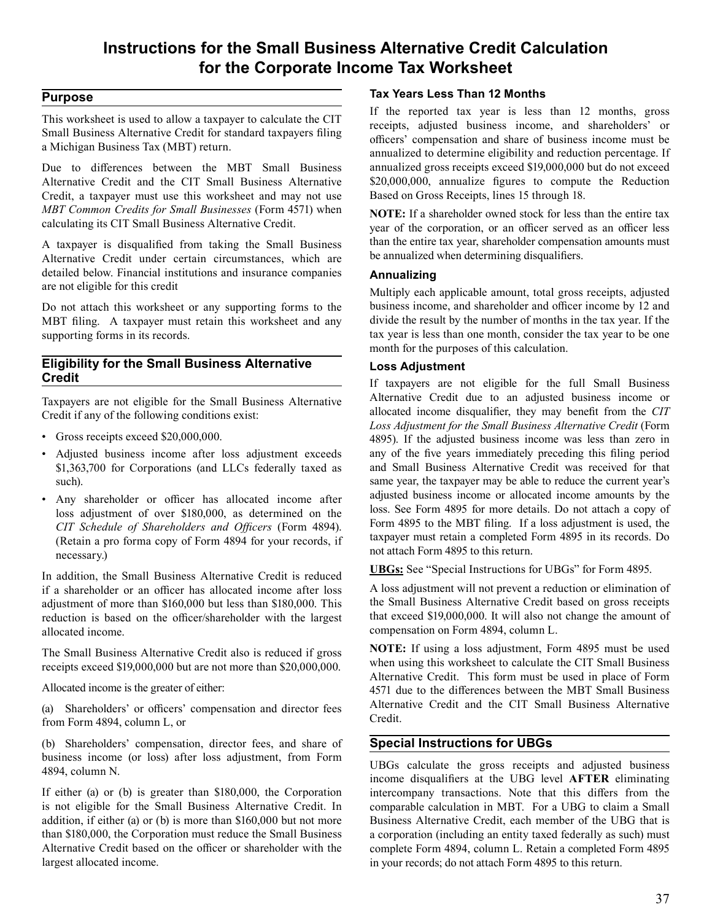# Instructions for the Small Business Alternative Credit Calculation for the Corporate Income Tax Worksheet

## Purpose

This worksheet is used to allow a taxpayer to calculate the CIT Small Business Alternative Credit for standard taxpayers filing a Michigan Business Tax (MBT) return.

Due to differences between the MBT Small Business Alternative Credit and the CIT Small Business Alternative Credit, a taxpayer must use this worksheet and may not use *MBT Common Credits for Small Businesses* (Form 4571) when calculating its CIT Small Business Alternative Credit.

A taxpayer is disqualified from taking the Small Business Alternative Credit under certain circumstances, which are detailed below. Financial institutions and insurance companies are not eligible for this credit

Do not attach this worksheet or any supporting forms to the MBT filing. A taxpayer must retain this worksheet and any supporting forms in its records.

## Eligibility for the Small Business Alternative Credit

Taxpayers are not eligible for the Small Business Alternative Credit if any of the following conditions exist:

- Gross receipts exceed $20,000,000.
- Adjusted business income after loss adjustment exceeds $1,363,700 for Corporations (and LLCs federally taxed as such).
- Any shareholder or officer has allocated income after loss adjustment of over $180,000, as determined on the *CIT Schedule of Shareholders and Officers* (Form 4894). (Retain a pro forma copy of Form 4894 for your records, if necessary.)

In addition, the Small Business Alternative Credit is reduced if a shareholder or an officer has allocated income after loss adjustment of more than $160,000 but less than $180,000. This reduction is based on the officer/shareholder with the largest allocated income.

The Small Business Alternative Credit also is reduced if gross receipts exceed $19,000,000 but are not more than $20,000,000.

Allocated income is the greater of either:

(a) Shareholders' or officers' compensation and director fees from Form 4894, column L, or

(b) Shareholders' compensation, director fees, and share of business income (or loss) after loss adjustment, from Form 4894, column N.

If either (a) or (b) is greater than $180,000, the Corporation is not eligible for the Small Business Alternative Credit. In addition, if either (a) or (b) is more than $160,000 but not more than $180,000, the Corporation must reduce the Small Business Alternative Credit based on the officer or shareholder with the largest allocated income.

### Tax Years Less Than 12 Months

If the reported tax year is less than 12 months, gross receipts, adjusted business income, and shareholders' or officers' compensation and share of business income must be annualized to determine eligibility and reduction percentage. If annualized gross receipts exceed $19,000,000 but do not exceed $20,000,000, annualize figures to compute the Reduction Based on Gross Receipts, lines 15 through 18.

**NOTE:** If a shareholder owned stock for less than the entire tax year of the corporation, or an officer served as an officer less than the entire tax year, shareholder compensation amounts must be annualized when determining disqualifiers.

### Annualizing

Multiply each applicable amount, total gross receipts, adjusted business income, and shareholder and officer income by 12 and divide the result by the number of months in the tax year. If the tax year is less than one month, consider the tax year to be one month for the purposes of this calculation.

### Loss Adjustment

If taxpayers are not eligible for the full Small Business Alternative Credit due to an adjusted business income or allocated income disqualifier, they may benefit from the *CIT Loss Adjustment for the Small Business Alternative Credit* (Form 4895). If the adjusted business income was less than zero in any of the five years immediately preceding this filing period and Small Business Alternative Credit was received for that same year, the taxpayer may be able to reduce the current year's adjusted business income or allocated income amounts by the loss. See Form 4895 for more details. Do not attach a copy of Form 4895 to the MBT filing. If a loss adjustment is used, the taxpayer must retain a completed Form 4895 in its records. Do not attach Form 4895 to this return.

**UBGs:** See "Special Instructions for UBGs" for Form 4895.

A loss adjustment will not prevent a reduction or elimination of the Small Business Alternative Credit based on gross receipts that exceed $19,000,000. It will also not change the amount of compensation on Form 4894, column L.

**NOTE:** If using a loss adjustment, Form 4895 must be used when using this worksheet to calculate the CIT Small Business Alternative Credit. This form must be used in place of Form 4571 due to the differences between the MBT Small Business Alternative Credit and the CIT Small Business Alternative Credit.

## Special Instructions for UBGs

UBGs calculate the gross receipts and adjusted business income disqualifiers at the UBG level **AFTER** eliminating intercompany transactions. Note that this differs from the comparable calculation in MBT. For a UBG to claim a Small Business Alternative Credit, each member of the UBG that is a corporation (including an entity taxed federally as such) must complete Form 4894, column L. Retain a completed Form 4895 in your records; do not attach Form 4895 to this return.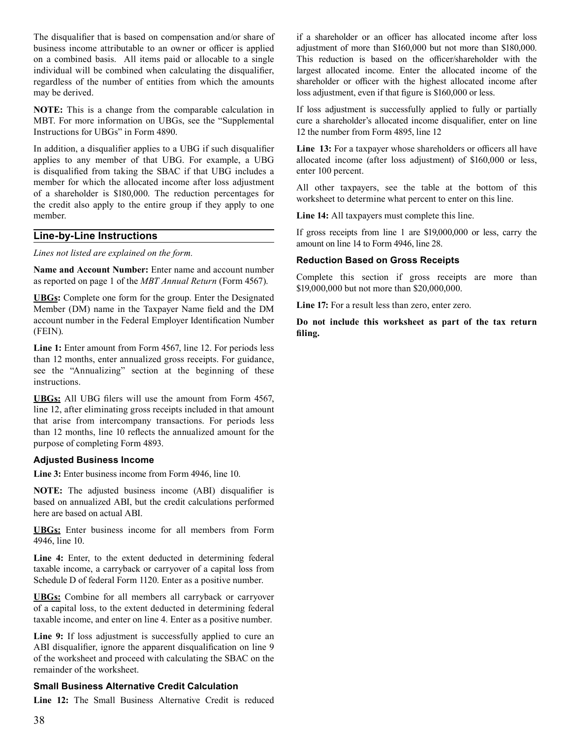The disqualifier that is based on compensation and/or share of business income attributable to an owner or officer is applied on a combined basis. All items paid or allocable to a single individual will be combined when calculating the disqualifier, regardless of the number of entities from which the amounts may be derived.

**NOTE:** This is a change from the comparable calculation in MBT. For more information on UBGs, see the "Supplemental Instructions for UBGs" in Form 4890.

In addition, a disqualifier applies to a UBG if such disqualifier applies to any member of that UBG. For example, a UBG is disqualified from taking the SBAC if that UBG includes a member for which the allocated income after loss adjustment of a shareholder is $180,000. The reduction percentages for the credit also apply to the entire group if they apply to one member.

## Line-by-Line Instructions

*Lines not listed are explained on the form.*

**Name and Account Number:** Enter name and account number as reported on page 1 of the *MBT Annual Return* (Form 4567).

**UBGs:** Complete one form for the group. Enter the Designated Member (DM) name in the Taxpayer Name field and the DM account number in the Federal Employer Identification Number (FEIN).

**Line 1:** Enter amount from Form 4567, line 12. For periods less than 12 months, enter annualized gross receipts. For guidance, see the "Annualizing" section at the beginning of these instructions.

**UBGs:** All UBG filers will use the amount from Form 4567, line 12, after eliminating gross receipts included in that amount that arise from intercompany transactions. For periods less than 12 months, line 10 reflects the annualized amount for the purpose of completing Form 4893.

### Adjusted Business Income

**Line 3:** Enter business income from Form 4946, line 10.

**NOTE:** The adjusted business income (ABI) disqualifier is based on annualized ABI, but the credit calculations performed here are based on actual ABI.

**UBGs:** Enter business income for all members from Form 4946, line 10.

**Line 4:** Enter, to the extent deducted in determining federal taxable income, a carryback or carryover of a capital loss from Schedule D of federal Form 1120. Enter as a positive number.

**UBGs:** Combine for all members all carryback or carryover of a capital loss, to the extent deducted in determining federal taxable income, and enter on line 4. Enter as a positive number.

**Line 9:** If loss adjustment is successfully applied to cure an ABI disqualifier, ignore the apparent disqualification on line 9 of the worksheet and proceed with calculating the SBAC on the remainder of the worksheet.

### Small Business Alternative Credit Calculation

**Line 12:** The Small Business Alternative Credit is reduced if a shareholder or an officer has allocated income after loss adjustment of more than $160,000 but not more than $180,000. This reduction is based on the officer/shareholder with the largest allocated income. Enter the allocated income of the shareholder or officer with the highest allocated income after loss adjustment, even if that figure is $160,000 or less.

If loss adjustment is successfully applied to fully or partially cure a shareholder's allocated income disqualifier, enter on line 12 the number from Form 4895, line 12

**Line 13:** For a taxpayer whose shareholders or officers all have allocated income (after loss adjustment) of $160,000 or less, enter 100 percent.

All other taxpayers, see the table at the bottom of this worksheet to determine what percent to enter on this line.

**Line 14:** All taxpayers must complete this line.

If gross receipts from line 1 are $19,000,000 or less, carry the amount on line 14 to Form 4946, line 28.

### Reduction Based on Gross Receipts

Complete this section if gross receipts are more than $19,000,000 but not more than $20,000,000.

**Line 17:** For a result less than zero, enter zero.

**Do not include this worksheet as part of the tax return filing.**